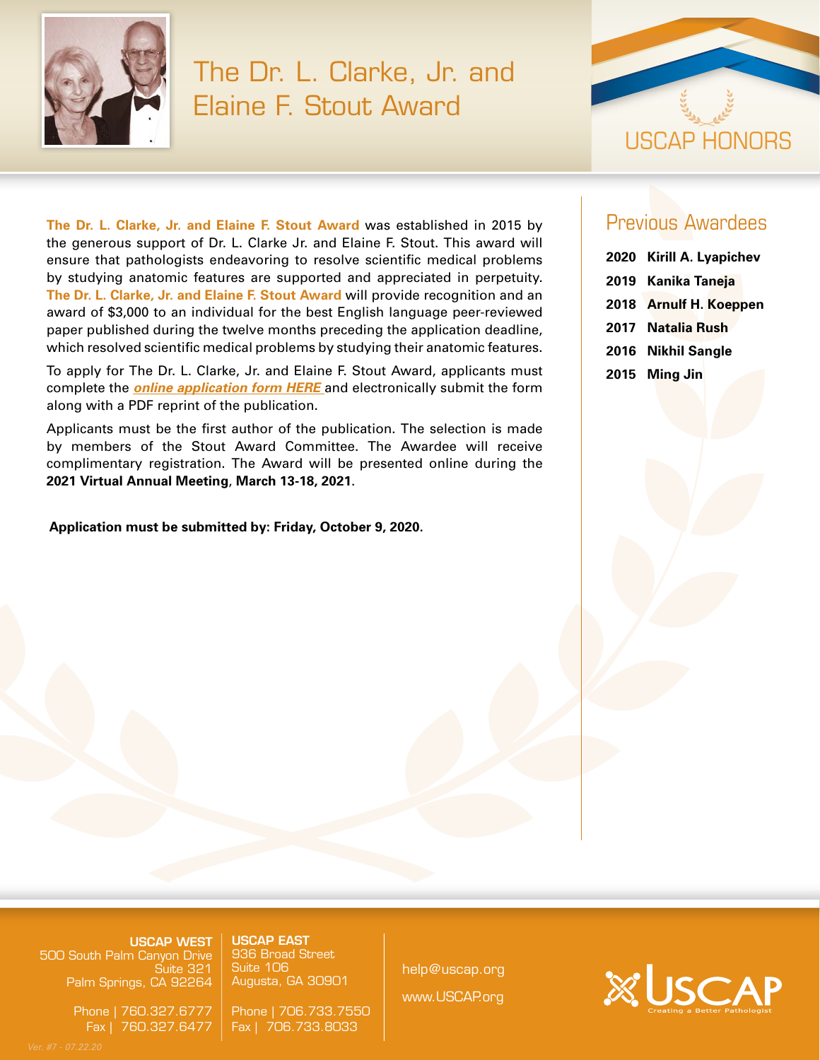# The Dr. L. Clarke, Jr. and Elaine F. Stout Award

USCAP HONORS

**The Dr. L. Clarke, Jr. and Elaine F. Stout Award** was established in 2015 by the generous support of Dr. L. Clarke Jr. and Elaine F. Stout. This award will ensure that pathologists endeavoring to resolve scientific medical problems by studying anatomic features are supported and appreciated in perpetuity. **The Dr. L. Clarke, Jr. and Elaine F. Stout Award** will provide recognition and an award of $3,000 to an individual for the best English language peer-reviewed paper published during the twelve months preceding the application deadline, which resolved scientific medical problems by studying their anatomic features.

To apply for The Dr. L. Clarke, Jr. and Elaine F. Stout Award, applicants must complete the ***online application form HERE*** and electronically submit the form along with a PDF reprint of the publication.

Applicants must be the first author of the publication. The selection is made by members of the Stout Award Committee. The Awardee will receive complimentary registration. The Award will be presented online during the **2021 Virtual Annual Meeting**, **March 13-18, 2021**.

**Application must be submitted by: Friday, October 9, 2020.**

## Previous Awardees

- **2020 Kirill A. Lyapichev**
- **2019 Kanika Taneja**
- **2018 Arnulf H. Koeppen**
- **2017 Natalia Rush**
- **2016 Nikhil Sangle**
- **2015 Ming Jin**

**USCAP WEST**
500 South Palm Canyon Drive
Suite 321
Palm Springs, CA 92264

Phone | 760.327.6777
Fax | 760.327.6477

**USCAP EAST**
936 Broad Street
Suite 106
Augusta, GA 30901

Phone | 706.733.7550
Fax | 706.733.8033

help@uscap.org

www.USCAP.org

USCAP
Creating a Better Pathologist

Ver. #7 - 07.22.20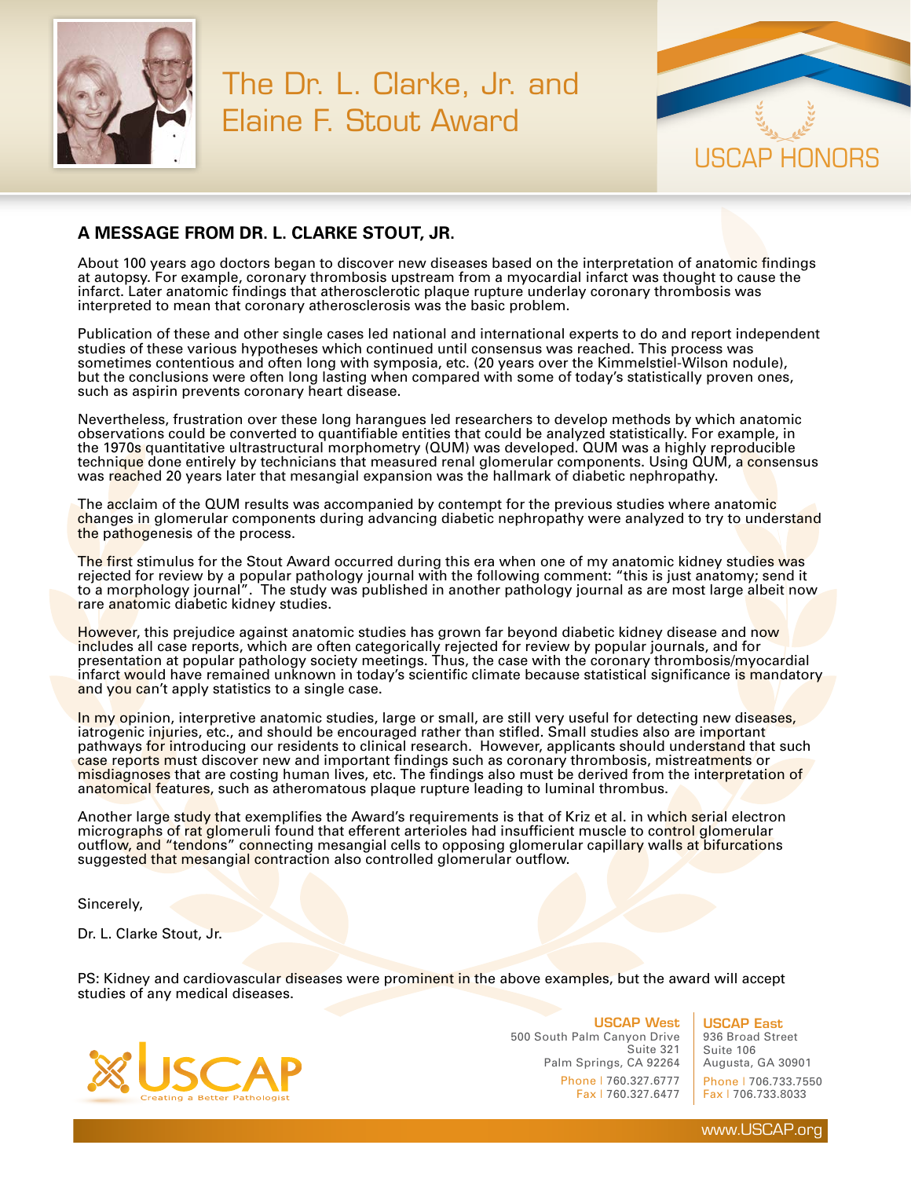# The Dr. L. Clarke, Jr. and Elaine F. Stout Award

USCAP HONORS

## A MESSAGE FROM DR. L. CLARKE STOUT, JR.

About 100 years ago doctors began to discover new diseases based on the interpretation of anatomic findings at autopsy. For example, coronary thrombosis upstream from a myocardial infarct was thought to cause the infarct. Later anatomic findings that atherosclerotic plaque rupture underlay coronary thrombosis was interpreted to mean that coronary atherosclerosis was the basic problem.

Publication of these and other single cases led national and international experts to do and report independent studies of these various hypotheses which continued until consensus was reached. This process was sometimes contentious and often long with symposia, etc. (20 years over the Kimmelstiel-Wilson nodule), but the conclusions were often long lasting when compared with some of today's statistically proven ones, such as aspirin prevents coronary heart disease.

Nevertheless, frustration over these long harangues led researchers to develop methods by which anatomic observations could be converted to quantifiable entities that could be analyzed statistically. For example, in the 1970s quantitative ultrastructural morphometry (QUM) was developed. QUM was a highly reproducible technique done entirely by technicians that measured renal glomerular components. Using QUM, a consensus was reached 20 years later that mesangial expansion was the hallmark of diabetic nephropathy.

The acclaim of the QUM results was accompanied by contempt for the previous studies where anatomic changes in glomerular components during advancing diabetic nephropathy were analyzed to try to understand the pathogenesis of the process.

The first stimulus for the Stout Award occurred during this era when one of my anatomic kidney studies was rejected for review by a popular pathology journal with the following comment: "this is just anatomy; send it to a morphology journal". The study was published in another pathology journal as are most large albeit now rare anatomic diabetic kidney studies.

However, this prejudice against anatomic studies has grown far beyond diabetic kidney disease and now includes all case reports, which are often categorically rejected for review by popular journals, and for presentation at popular pathology society meetings. Thus, the case with the coronary thrombosis/myocardial infarct would have remained unknown in today's scientific climate because statistical significance is mandatory and you can't apply statistics to a single case.

In my opinion, interpretive anatomic studies, large or small, are still very useful for detecting new diseases, iatrogenic injuries, etc., and should be encouraged rather than stifled. Small studies also are important pathways for introducing our residents to clinical research. However, applicants should understand that such case reports must discover new and important findings such as coronary thrombosis, mistreatments or misdiagnoses that are costing human lives, etc. The findings also must be derived from the interpretation of anatomical features, such as atheromatous plaque rupture leading to luminal thrombus.

Another large study that exemplifies the Award's requirements is that of Kriz et al. in which serial electron micrographs of rat glomeruli found that efferent arterioles had insufficient muscle to control glomerular outflow, and "tendons" connecting mesangial cells to opposing glomerular capillary walls at bifurcations suggested that mesangial contraction also controlled glomerular outflow.

Sincerely,

Dr. L. Clarke Stout, Jr.

PS: Kidney and cardiovascular diseases were prominent in the above examples, but the award will accept studies of any medical diseases.

USCAP — Creating a Better Pathologist

**USCAP West**
500 South Palm Canyon Drive
Suite 321
Palm Springs, CA 92264
Phone | 760.327.6777
Fax | 760.327.6477

**USCAP East**
936 Broad Street
Suite 106
Augusta, GA 30901
Phone | 706.733.7550
Fax | 706.733.8033

www.USCAP.org